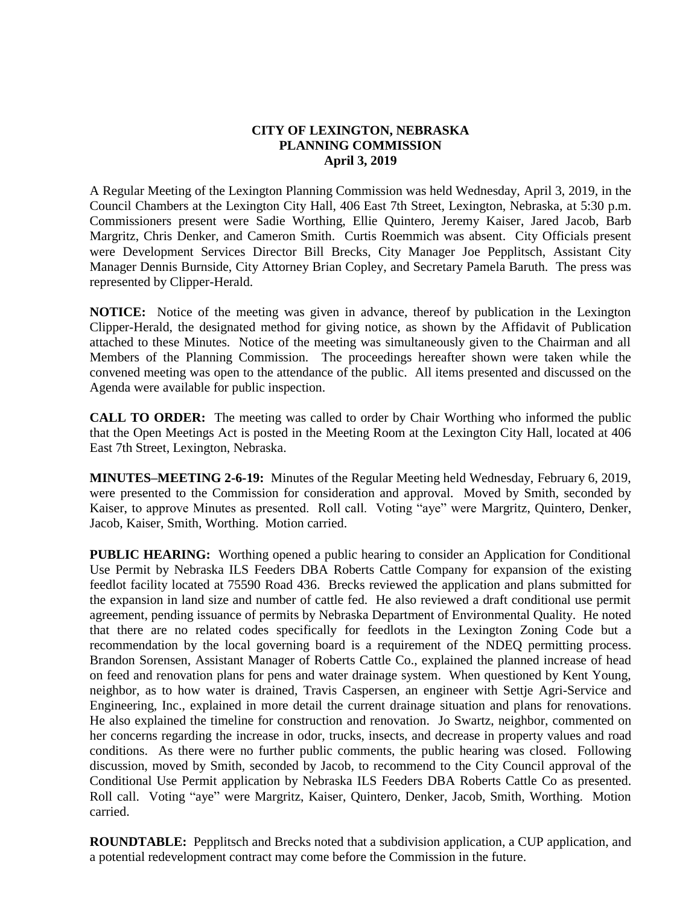# CITY OF LEXINGTON, NEBRASKA
## PLANNING COMMISSION
### April 3, 2019

A Regular Meeting of the Lexington Planning Commission was held Wednesday, April 3, 2019, in the Council Chambers at the Lexington City Hall, 406 East 7th Street, Lexington, Nebraska, at 5:30 p.m. Commissioners present were Sadie Worthing, Ellie Quintero, Jeremy Kaiser, Jared Jacob, Barb Margritz, Chris Denker, and Cameron Smith. Curtis Roemmich was absent. City Officials present were Development Services Director Bill Brecks, City Manager Joe Pepplitsch, Assistant City Manager Dennis Burnside, City Attorney Brian Copley, and Secretary Pamela Baruth. The press was represented by Clipper-Herald.

**NOTICE:** Notice of the meeting was given in advance, thereof by publication in the Lexington Clipper-Herald, the designated method for giving notice, as shown by the Affidavit of Publication attached to these Minutes. Notice of the meeting was simultaneously given to the Chairman and all Members of the Planning Commission. The proceedings hereafter shown were taken while the convened meeting was open to the attendance of the public. All items presented and discussed on the Agenda were available for public inspection.

**CALL TO ORDER:** The meeting was called to order by Chair Worthing who informed the public that the Open Meetings Act is posted in the Meeting Room at the Lexington City Hall, located at 406 East 7th Street, Lexington, Nebraska.

**MINUTES–MEETING 2-6-19:** Minutes of the Regular Meeting held Wednesday, February 6, 2019, were presented to the Commission for consideration and approval. Moved by Smith, seconded by Kaiser, to approve Minutes as presented. Roll call. Voting "aye" were Margritz, Quintero, Denker, Jacob, Kaiser, Smith, Worthing. Motion carried.

**PUBLIC HEARING:** Worthing opened a public hearing to consider an Application for Conditional Use Permit by Nebraska ILS Feeders DBA Roberts Cattle Company for expansion of the existing feedlot facility located at 75590 Road 436. Brecks reviewed the application and plans submitted for the expansion in land size and number of cattle fed. He also reviewed a draft conditional use permit agreement, pending issuance of permits by Nebraska Department of Environmental Quality. He noted that there are no related codes specifically for feedlots in the Lexington Zoning Code but a recommendation by the local governing board is a requirement of the NDEQ permitting process. Brandon Sorensen, Assistant Manager of Roberts Cattle Co., explained the planned increase of head on feed and renovation plans for pens and water drainage system. When questioned by Kent Young, neighbor, as to how water is drained, Travis Caspersen, an engineer with Settje Agri-Service and Engineering, Inc., explained in more detail the current drainage situation and plans for renovations. He also explained the timeline for construction and renovation. Jo Swartz, neighbor, commented on her concerns regarding the increase in odor, trucks, insects, and decrease in property values and road conditions. As there were no further public comments, the public hearing was closed. Following discussion, moved by Smith, seconded by Jacob, to recommend to the City Council approval of the Conditional Use Permit application by Nebraska ILS Feeders DBA Roberts Cattle Co as presented. Roll call. Voting "aye" were Margritz, Kaiser, Quintero, Denker, Jacob, Smith, Worthing. Motion carried.

**ROUNDTABLE:** Pepplitsch and Brecks noted that a subdivision application, a CUP application, and a potential redevelopment contract may come before the Commission in the future.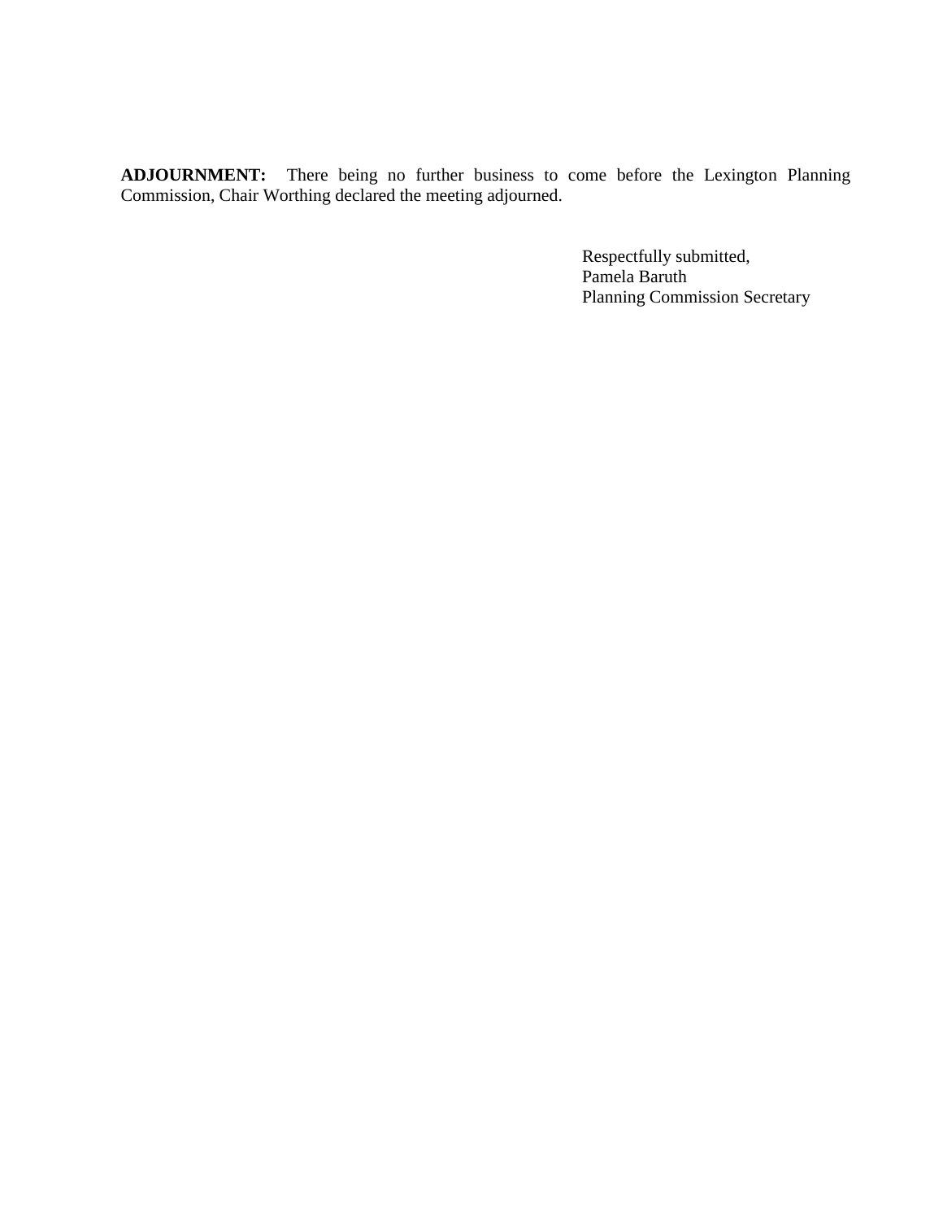**ADJOURNMENT:** There being no further business to come before the Lexington Planning Commission, Chair Worthing declared the meeting adjourned.

Respectfully submitted,
Pamela Baruth
Planning Commission Secretary